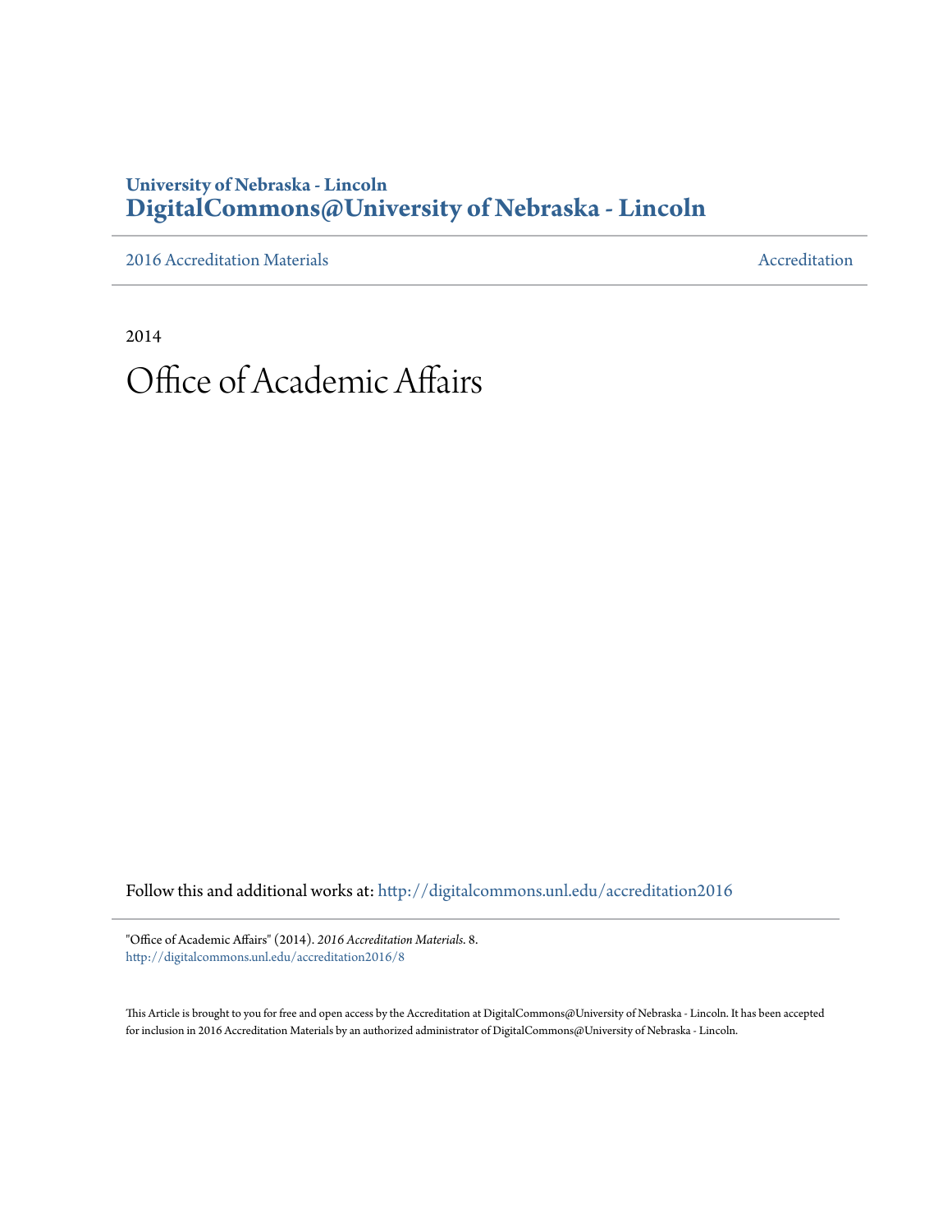**University of Nebraska - Lincoln**
**DigitalCommons@University of Nebraska - Lincoln**

2016 Accreditation Materials | Accreditation

2014

# Office of Academic Affairs

Follow this and additional works at: http://digitalcommons.unl.edu/accreditation2016

"Office of Academic Affairs" (2014). *2016 Accreditation Materials*. 8.
http://digitalcommons.unl.edu/accreditation2016/8

This Article is brought to you for free and open access by the Accreditation at DigitalCommons@University of Nebraska - Lincoln. It has been accepted for inclusion in 2016 Accreditation Materials by an authorized administrator of DigitalCommons@University of Nebraska - Lincoln.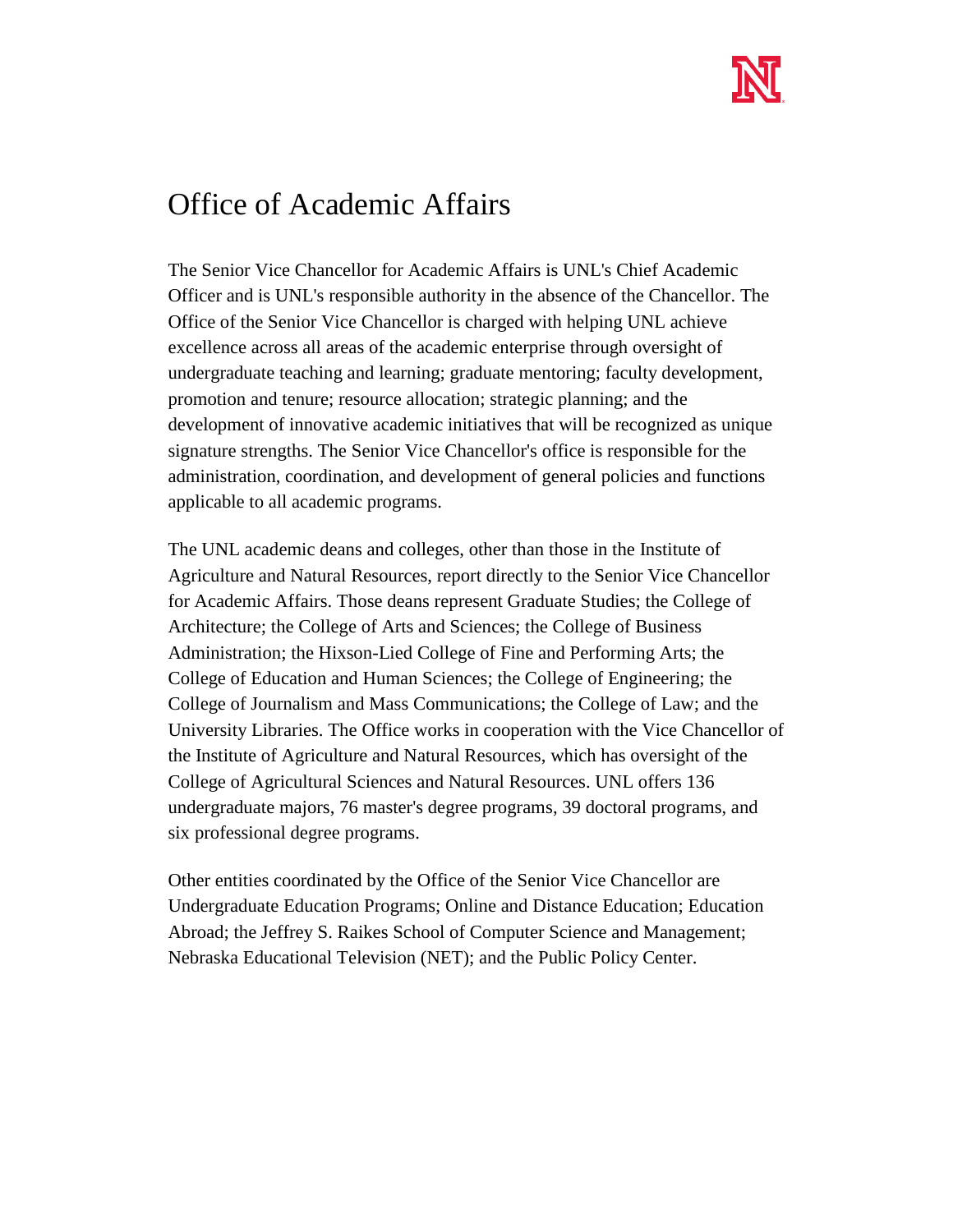# Office of Academic Affairs

The Senior Vice Chancellor for Academic Affairs is UNL's Chief Academic Officer and is UNL's responsible authority in the absence of the Chancellor. The Office of the Senior Vice Chancellor is charged with helping UNL achieve excellence across all areas of the academic enterprise through oversight of undergraduate teaching and learning; graduate mentoring; faculty development, promotion and tenure; resource allocation; strategic planning; and the development of innovative academic initiatives that will be recognized as unique signature strengths. The Senior Vice Chancellor's office is responsible for the administration, coordination, and development of general policies and functions applicable to all academic programs.

The UNL academic deans and colleges, other than those in the Institute of Agriculture and Natural Resources, report directly to the Senior Vice Chancellor for Academic Affairs. Those deans represent Graduate Studies; the College of Architecture; the College of Arts and Sciences; the College of Business Administration; the Hixson-Lied College of Fine and Performing Arts; the College of Education and Human Sciences; the College of Engineering; the College of Journalism and Mass Communications; the College of Law; and the University Libraries. The Office works in cooperation with the Vice Chancellor of the Institute of Agriculture and Natural Resources, which has oversight of the College of Agricultural Sciences and Natural Resources. UNL offers 136 undergraduate majors, 76 master's degree programs, 39 doctoral programs, and six professional degree programs.

Other entities coordinated by the Office of the Senior Vice Chancellor are Undergraduate Education Programs; Online and Distance Education; Education Abroad; the Jeffrey S. Raikes School of Computer Science and Management; Nebraska Educational Television (NET); and the Public Policy Center.